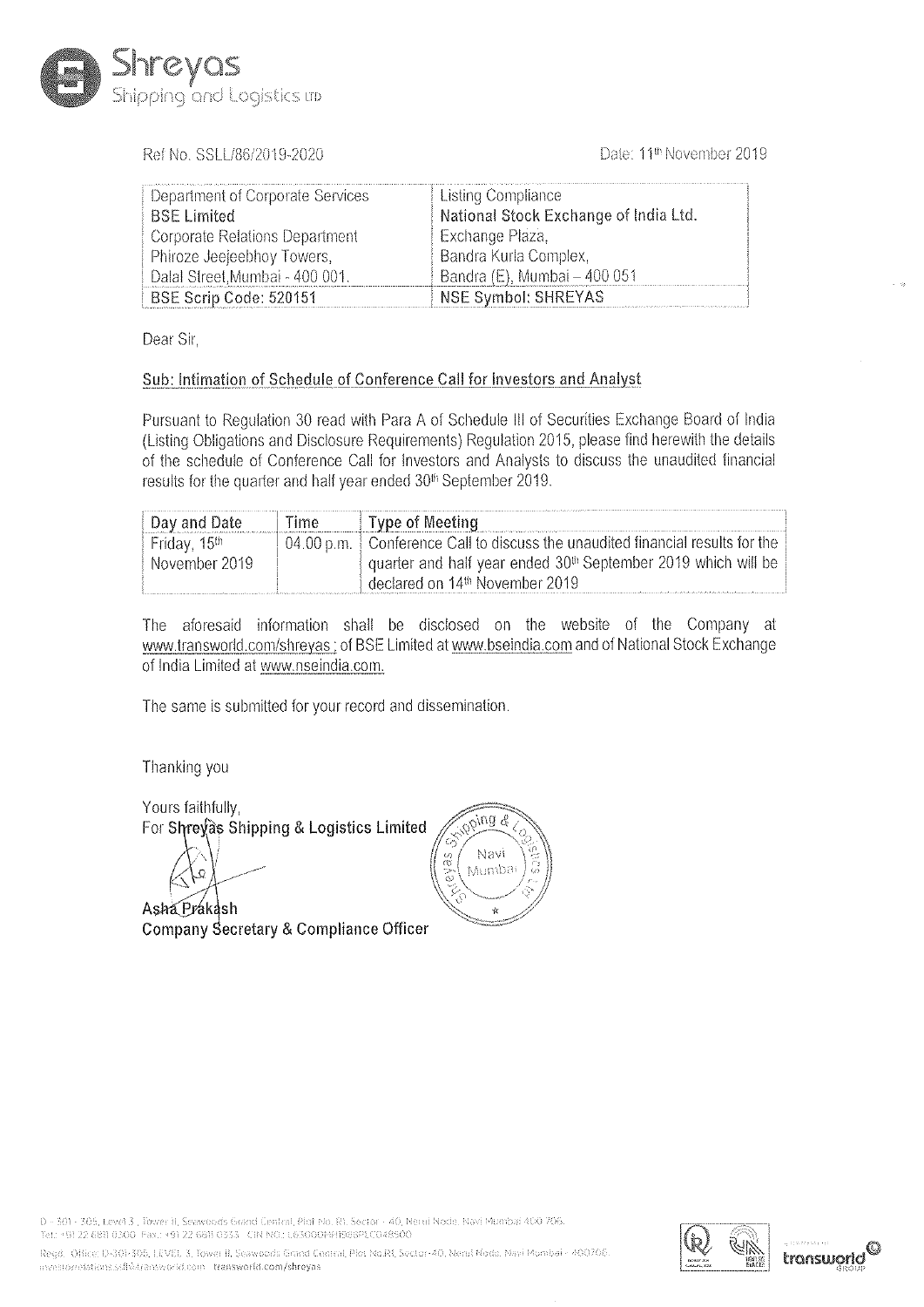Shreyas Shipping and Logistics LTD

Ref No. SSLL/86/2019-2020

Date: 11th November 2019

| Department of Corporate Services | Listing Compliance |
|---|---|
| **BSE Limited** | **National Stock Exchange of India Ltd.** |
| Corporate Relations Department | Exchange Plaza, |
| Phiroze Jeejeebhoy Towers, | Bandra Kurla Complex, |
| Dalal Street, Mumbai - 400 001. | Bandra (E), Mumbai – 400 051 |
| **BSE Scrip Code: 520151** | **NSE Symbol: SHREYAS** |

Dear Sir,

**Sub: Intimation of Schedule of Conference Call for Investors and Analyst**

Pursuant to Regulation 30 read with Para A of Schedule III of Securities Exchange Board of India (Listing Obligations and Disclosure Requirements) Regulation 2015, please find herewith the details of the schedule of Conference Call for Investors and Analysts to discuss the unaudited financial results for the quarter and half year ended 30th September 2019.

| Day and Date | Time | Type of Meeting |
|---|---|---|
| Friday, 15th November 2019 | 04.00 p.m. | Conference Call to discuss the unaudited financial results for the quarter and half year ended 30th September 2019 which will be declared on 14th November 2019 |

The aforesaid information shall be disclosed on the website of the Company at www.transworld.com/shreyas ; of BSE Limited at www.bseindia.com and of National Stock Exchange of India Limited at www.nseindia.com.

The same is submitted for your record and dissemination.

Thanking you

Yours faithfully,
**For Shreyas Shipping & Logistics Limited**

**Asha Prakash**
**Company Secretary & Compliance Officer**

D - 301 - 305, Level 3, Tower II, Seawoods Grand Central, Plot No. R1, Sector - 40, Nerul Node, Navi Mumbai 400 706.
Tel: +91 22 6811 0300 Fax: +91 22 6811 0333 CIN NO: L63000MH1988PLC048500

Regd. Office: D-301-305, LEVEL 3, Tower II, Seawoods Grand Central, Plot No.R1, Sector-40, Nerul Node, Navi Mumbai - 400706.
investorrelations.ssll@transworld.com transworld.com/shreyas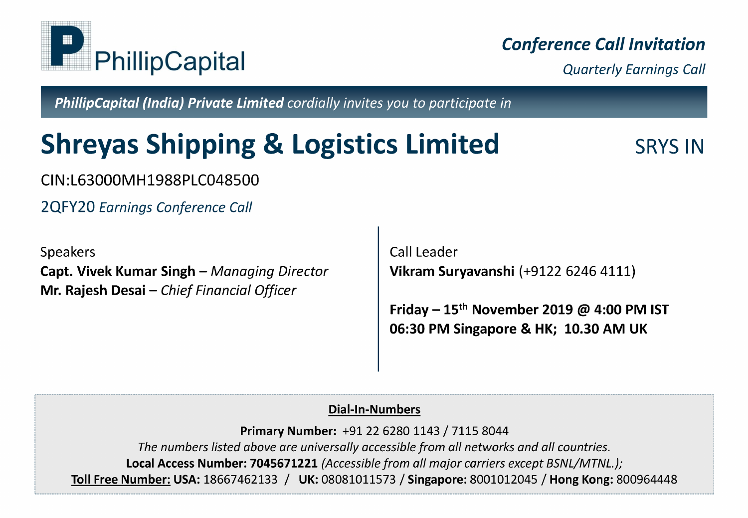PhillipCapital

**_Conference Call Invitation_**

_Quarterly Earnings Call_

**_PhillipCapital (India) Private Limited_** _cordially invites you to participate in_

# Shreyas Shipping & Logistics Limited

SRYS IN

CIN:L63000MH1988PLC048500

2QFY20 _Earnings Conference Call_

Speakers

**Capt. Vivek Kumar Singh** – _Managing Director_

**Mr. Rajesh Desai** – _Chief Financial Officer_

Call Leader

**Vikram Suryavanshi** (+9122 6246 4111)

**Friday – 15th November 2019 @ 4:00 PM IST**

**06:30 PM Singapore & HK; 10.30 AM UK**

**Dial-In-Numbers**

**Primary Number:** +91 22 6280 1143 / 7115 8044

_The numbers listed above are universally accessible from all networks and all countries._

**Local Access Number: 7045671221** _(Accessible from all major carriers except BSNL/MTNL.);_

Toll Free Number: **USA:** 18667462133 / **UK:** 08081011573 / **Singapore:** 8001012045 / **Hong Kong:** 800964448